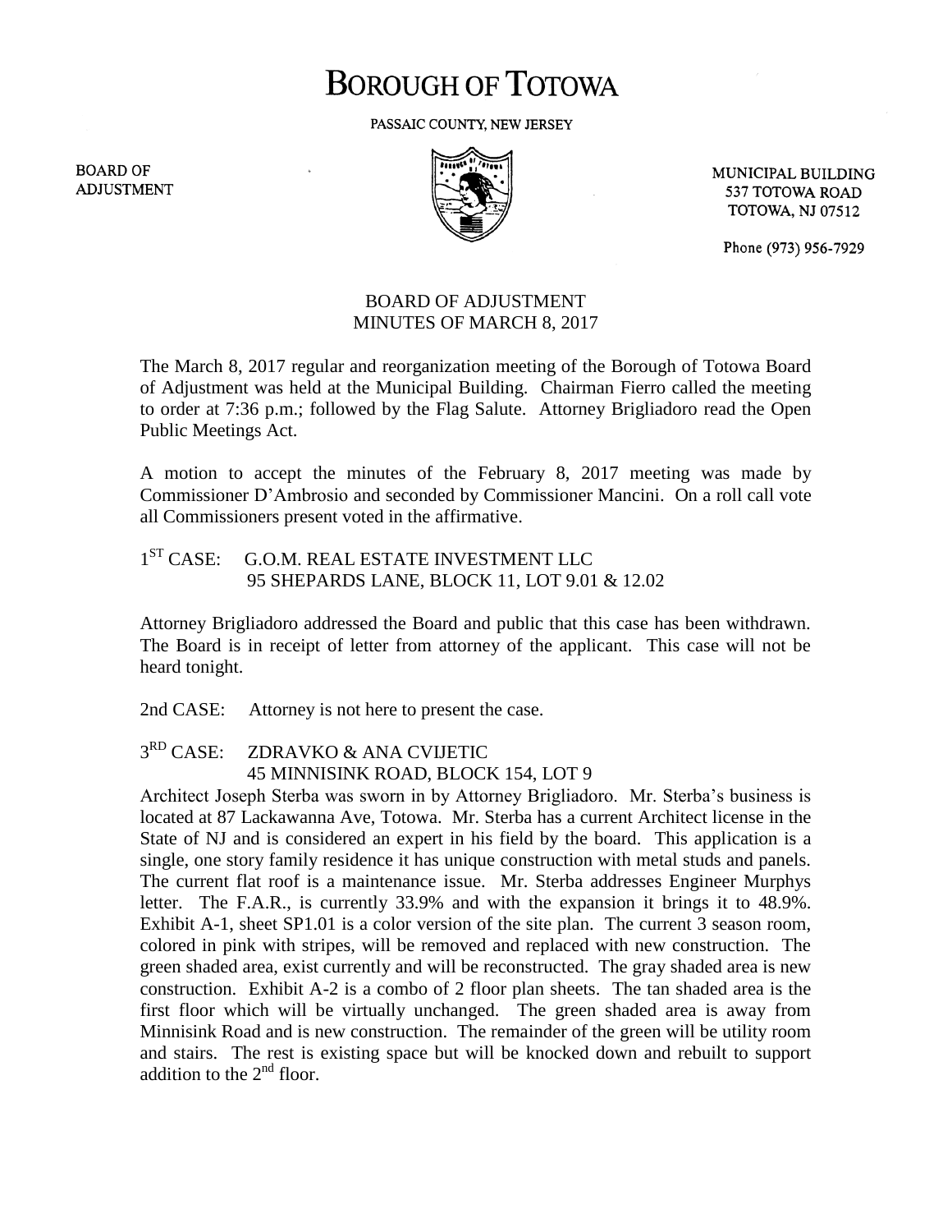# BOROUGH OF TOTOWA

PASSAIC COUNTY, NEW JERSEY

BOARD OF ADJUSTMENT

MUNICIPAL BUILDING
537 TOTOWA ROAD
TOTOWA, NJ 07512

Phone (973) 956-7929

BOARD OF ADJUSTMENT
MINUTES OF MARCH 8, 2017

The March 8, 2017 regular and reorganization meeting of the Borough of Totowa Board of Adjustment was held at the Municipal Building. Chairman Fierro called the meeting to order at 7:36 p.m.; followed by the Flag Salute. Attorney Brigliadoro read the Open Public Meetings Act.

A motion to accept the minutes of the February 8, 2017 meeting was made by Commissioner D'Ambrosio and seconded by Commissioner Mancini. On a roll call vote all Commissioners present voted in the affirmative.

1ST CASE: G.O.M. REAL ESTATE INVESTMENT LLC
95 SHEPARDS LANE, BLOCK 11, LOT 9.01 & 12.02

Attorney Brigliadoro addressed the Board and public that this case has been withdrawn. The Board is in receipt of letter from attorney of the applicant. This case will not be heard tonight.

2nd CASE: Attorney is not here to present the case.

3RD CASE: ZDRAVKO & ANA CVIJETIC
45 MINNISINK ROAD, BLOCK 154, LOT 9

Architect Joseph Sterba was sworn in by Attorney Brigliadoro. Mr. Sterba's business is located at 87 Lackawanna Ave, Totowa. Mr. Sterba has a current Architect license in the State of NJ and is considered an expert in his field by the board. This application is a single, one story family residence it has unique construction with metal studs and panels. The current flat roof is a maintenance issue. Mr. Sterba addresses Engineer Murphys letter. The F.A.R., is currently 33.9% and with the expansion it brings it to 48.9%. Exhibit A-1, sheet SP1.01 is a color version of the site plan. The current 3 season room, colored in pink with stripes, will be removed and replaced with new construction. The green shaded area, exist currently and will be reconstructed. The gray shaded area is new construction. Exhibit A-2 is a combo of 2 floor plan sheets. The tan shaded area is the first floor which will be virtually unchanged. The green shaded area is away from Minnisink Road and is new construction. The remainder of the green will be utility room and stairs. The rest is existing space but will be knocked down and rebuilt to support addition to the 2nd floor.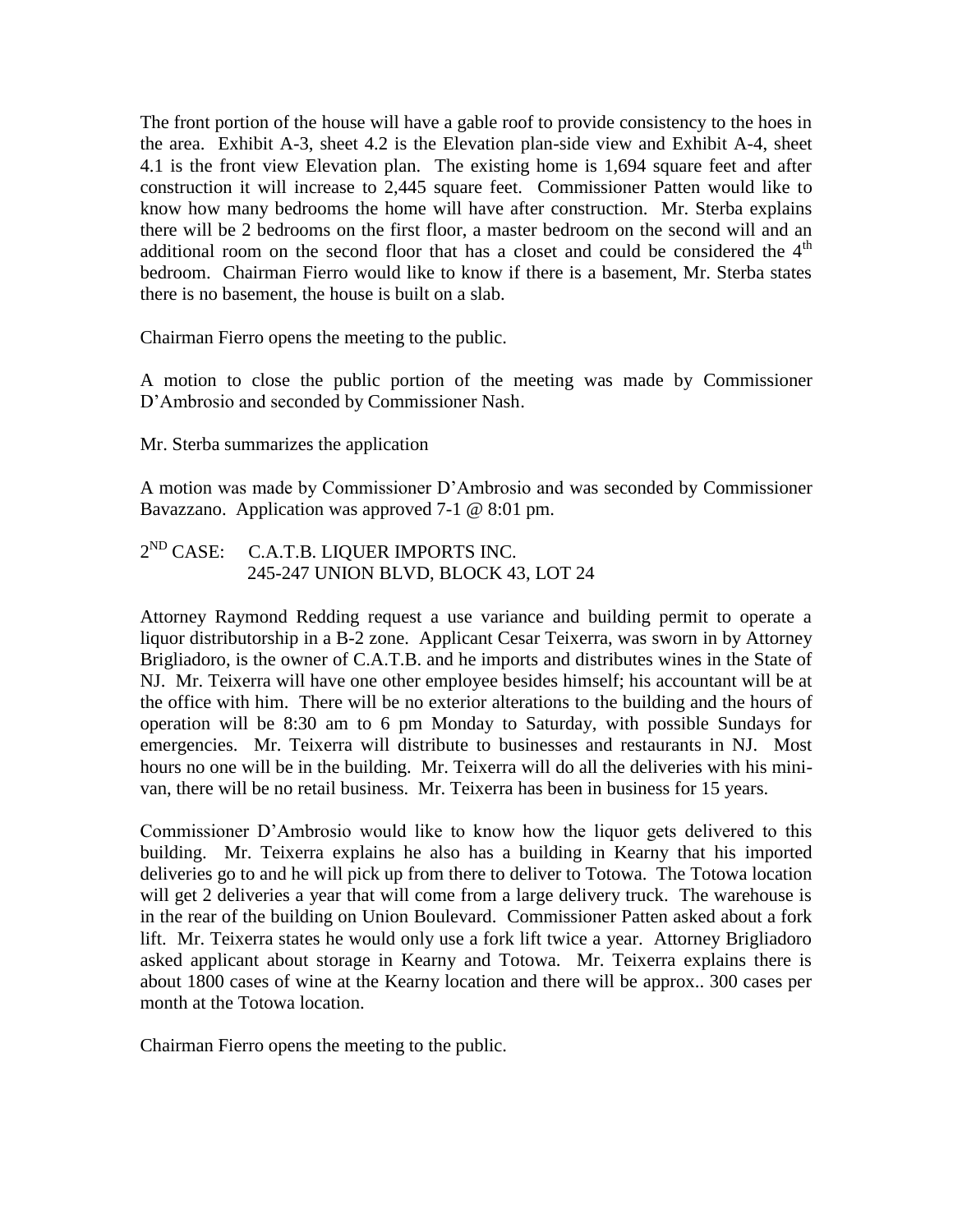The front portion of the house will have a gable roof to provide consistency to the hoes in the area. Exhibit A-3, sheet 4.2 is the Elevation plan-side view and Exhibit A-4, sheet 4.1 is the front view Elevation plan. The existing home is 1,694 square feet and after construction it will increase to 2,445 square feet. Commissioner Patten would like to know how many bedrooms the home will have after construction. Mr. Sterba explains there will be 2 bedrooms on the first floor, a master bedroom on the second will and an additional room on the second floor that has a closet and could be considered the 4th bedroom. Chairman Fierro would like to know if there is a basement, Mr. Sterba states there is no basement, the house is built on a slab.

Chairman Fierro opens the meeting to the public.

A motion to close the public portion of the meeting was made by Commissioner D'Ambrosio and seconded by Commissioner Nash.

Mr. Sterba summarizes the application

A motion was made by Commissioner D'Ambrosio and was seconded by Commissioner Bavazzano. Application was approved 7-1 @ 8:01 pm.

2ND CASE: C.A.T.B. LIQUER IMPORTS INC.
245-247 UNION BLVD, BLOCK 43, LOT 24

Attorney Raymond Redding request a use variance and building permit to operate a liquor distributorship in a B-2 zone. Applicant Cesar Teixerra, was sworn in by Attorney Brigliadoro, is the owner of C.A.T.B. and he imports and distributes wines in the State of NJ. Mr. Teixerra will have one other employee besides himself; his accountant will be at the office with him. There will be no exterior alterations to the building and the hours of operation will be 8:30 am to 6 pm Monday to Saturday, with possible Sundays for emergencies. Mr. Teixerra will distribute to businesses and restaurants in NJ. Most hours no one will be in the building. Mr. Teixerra will do all the deliveries with his mini-van, there will be no retail business. Mr. Teixerra has been in business for 15 years.

Commissioner D'Ambrosio would like to know how the liquor gets delivered to this building. Mr. Teixerra explains he also has a building in Kearny that his imported deliveries go to and he will pick up from there to deliver to Totowa. The Totowa location will get 2 deliveries a year that will come from a large delivery truck. The warehouse is in the rear of the building on Union Boulevard. Commissioner Patten asked about a fork lift. Mr. Teixerra states he would only use a fork lift twice a year. Attorney Brigliadoro asked applicant about storage in Kearny and Totowa. Mr. Teixerra explains there is about 1800 cases of wine at the Kearny location and there will be approx.. 300 cases per month at the Totowa location.

Chairman Fierro opens the meeting to the public.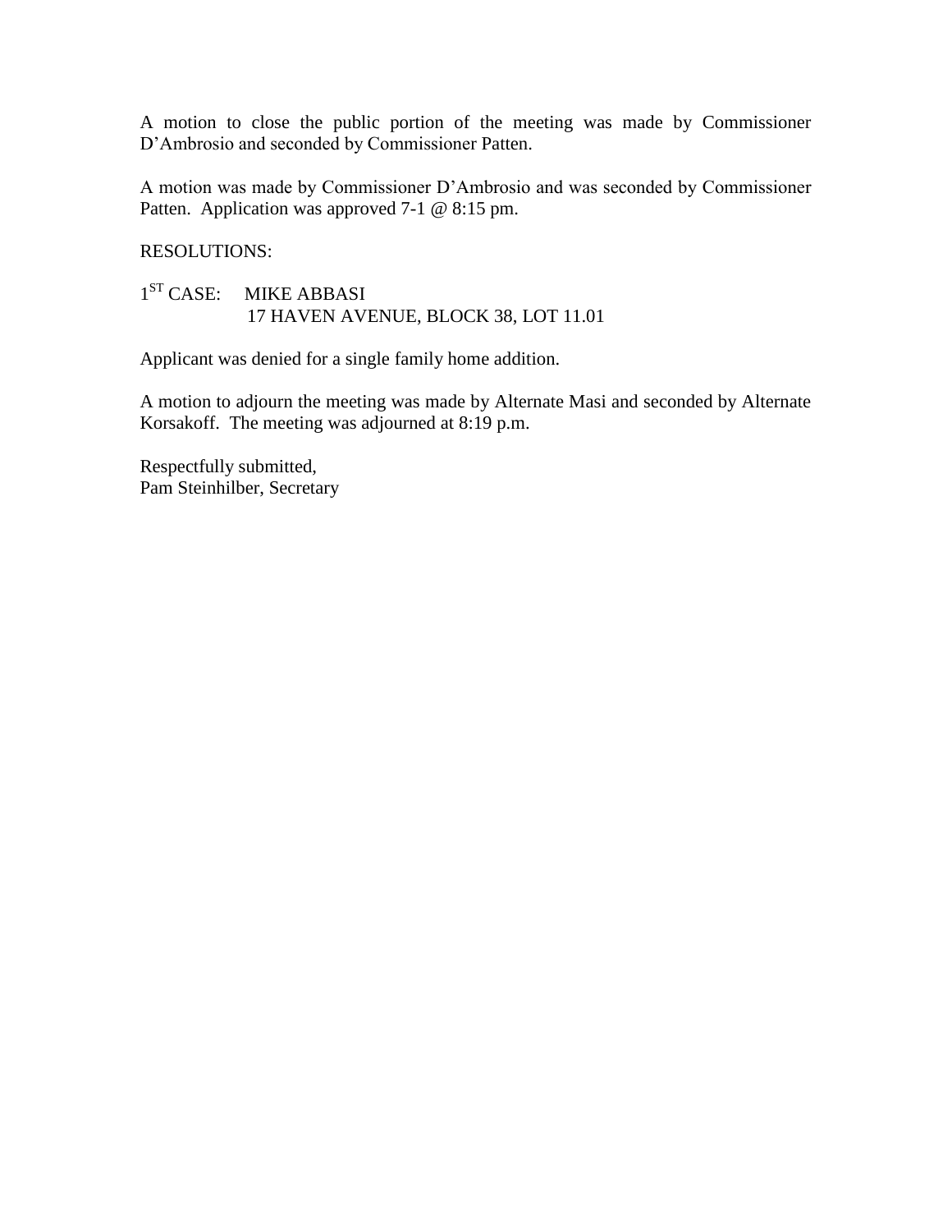A motion to close the public portion of the meeting was made by Commissioner D'Ambrosio and seconded by Commissioner Patten.

A motion was made by Commissioner D'Ambrosio and was seconded by Commissioner Patten. Application was approved 7-1 @ 8:15 pm.

RESOLUTIONS:

1ST CASE: MIKE ABBASI
17 HAVEN AVENUE, BLOCK 38, LOT 11.01

Applicant was denied for a single family home addition.

A motion to adjourn the meeting was made by Alternate Masi and seconded by Alternate Korsakoff. The meeting was adjourned at 8:19 p.m.

Respectfully submitted,
Pam Steinhilber, Secretary